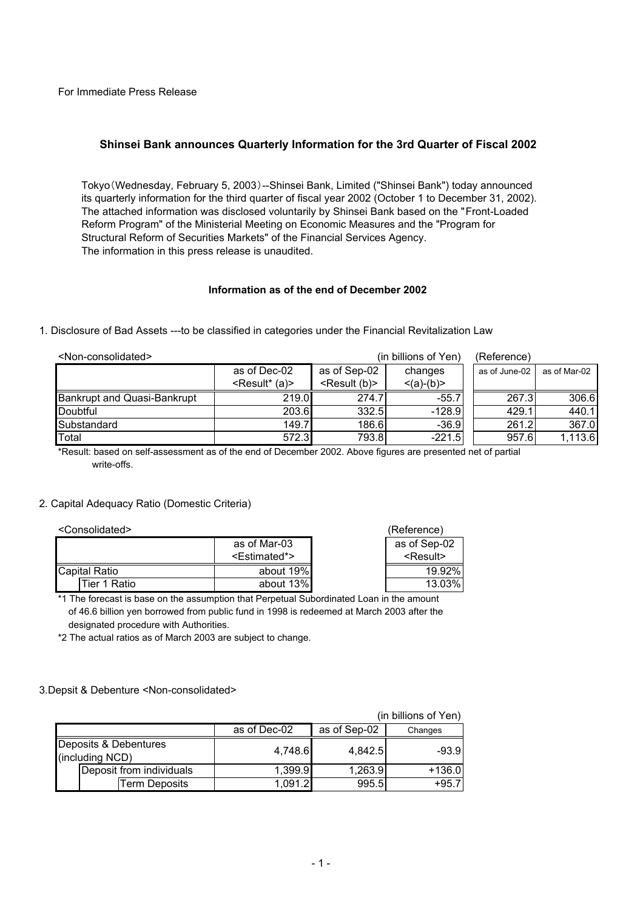For Immediate Press Release

## Shinsei Bank announces Quarterly Information for the 3rd Quarter of Fiscal 2002

Tokyo（Wednesday, February 5, 2003）--Shinsei Bank, Limited ("Shinsei Bank") today announced its quarterly information for the third quarter of fiscal year 2002 (October 1 to December 31, 2002). The attached information was disclosed voluntarily by Shinsei Bank based on the "Front-Loaded Reform Program" of the Ministerial Meeting on Economic Measures and the "Program for Structural Reform of Securities Markets" of the Financial Services Agency.
The information in this press release is unaudited.

### Information as of the end of December 2002

1. Disclosure of Bad Assets ---to be classified in categories under the Financial Revitalization Law

<Non-consolidated> (in billions of Yen)

| | as of Dec-02 <Result* (a)> | as of Sep-02 <Result (b)> | changes <(a)-(b)> | (Reference) as of June-02 | (Reference) as of Mar-02 |
|---|---|---|---|---|---|
| Bankrupt and Quasi-Bankrupt | 219.0 | 274.7 | -55.7 | 267.3 | 306.6 |
| Doubtful | 203.6 | 332.5 | -128.9 | 429.1 | 440.1 |
| Substandard | 149.7 | 186.6 | -36.9 | 261.2 | 367.0 |
| Total | 572.3 | 793.8 | -221.5 | 957.6 | 1,113.6 |

*Result: based on self-assessment as of the end of December 2002. Above figures are presented net of partial write-offs.

2. Capital Adequacy Ratio (Domestic Criteria)

<Consolidated>

| | as of Mar-03 <Estimated*> | (Reference) as of Sep-02 <Result> |
|---|---|---|
| Capital Ratio | about 19% | 19.92% |
| Tier 1 Ratio | about 13% | 13.03% |

*1 The forecast is base on the assumption that Perpetual Subordinated Loan in the amount of 46.6 billion yen borrowed from public fund in 1998 is redeemed at March 2003 after the designated procedure with Authorities.

*2 The actual ratios as of March 2003 are subject to change.

3.Depsit & Debenture <Non-consolidated>

(in billions of Yen)

| | as of Dec-02 | as of Sep-02 | Changes |
|---|---|---|---|
| Deposits & Debentures (including NCD) | 4,748.6 | 4,842.5 | -93.9 |
| Deposit from individuals | 1,399.9 | 1,263.9 | +136.0 |
| Term Deposits | 1,091.2 | 995.5 | +95.7 |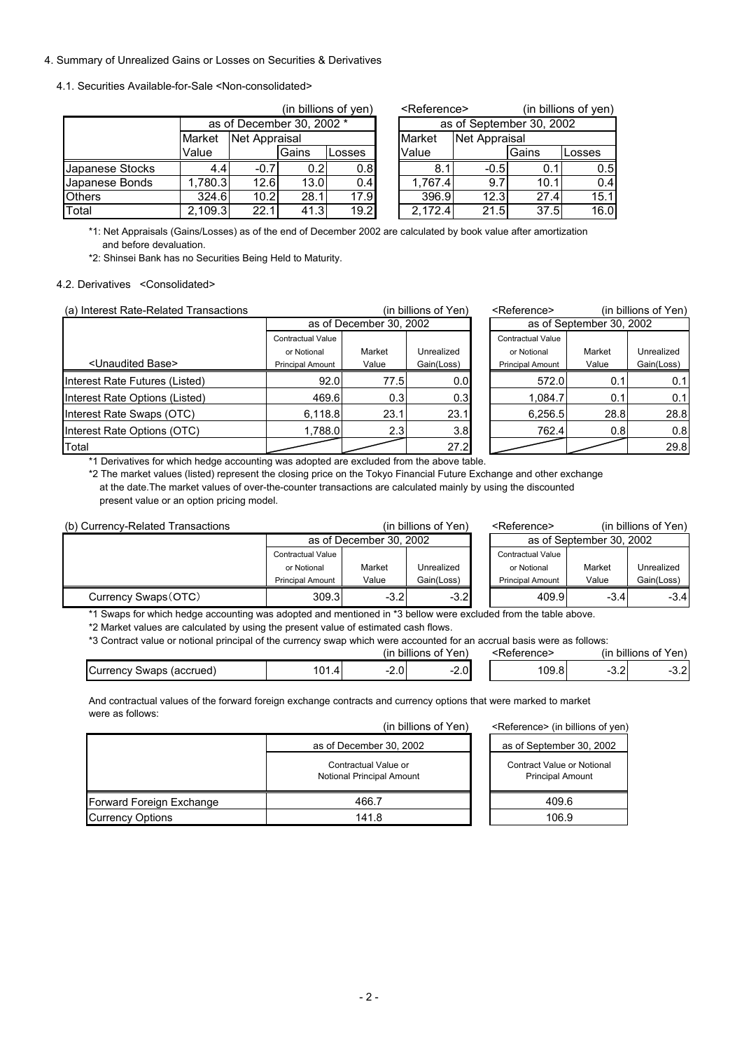## 4. Summary of Unrealized Gains or Losses on Securities & Derivatives

### 4.1. Securities Available-for-Sale <Non-consolidated>

(in billions of yen)

| | as of December 30, 2002 * | | | | <Reference> as of September 30, 2002 | | | |
|---|---|---|---|---|---|---|---|---|
| | Market Value | Net Appraisal | Gains | Losses | Market Value | Net Appraisal | Gains | Losses |
| Japanese Stocks | 4.4 | -0.7 | 0.2 | 0.8 | 8.1 | -0.5 | 0.1 | 0.5 |
| Japanese Bonds | 1,780.3 | 12.6 | 13.0 | 0.4 | 1,767.4 | 9.7 | 10.1 | 0.4 |
| Others | 324.6 | 10.2 | 28.1 | 17.9 | 396.9 | 12.3 | 27.4 | 15.1 |
| Total | 2,109.3 | 22.1 | 41.3 | 19.2 | 2,172.4 | 21.5 | 37.5 | 16.0 |

*1: Net Appraisals (Gains/Losses) as of the end of December 2002 are calculated by book value after amortization and before devaluation.

*2: Shinsei Bank has no Securities Being Held to Maturity.

### 4.2. Derivatives <Consolidated>

(a) Interest Rate-Related Transactions (in billions of Yen)

| <Unaudited Base> | as of December 30, 2002 | | | <Reference> as of September 30, 2002 | | |
|---|---|---|---|---|---|---|
| | Contractual Value or Notional Principal Amount | Market Value | Unrealized Gain(Loss) | Contractual Value or Notional Principal Amount | Market Value | Unrealized Gain(Loss) |
| Interest Rate Futures (Listed) | 92.0 | 77.5 | 0.0 | 572.0 | 0.1 | 0.1 |
| Interest Rate Options (Listed) | 469.6 | 0.3 | 0.3 | 1,084.7 | 0.1 | 0.1 |
| Interest Rate Swaps (OTC) | 6,118.8 | 23.1 | 23.1 | 6,256.5 | 28.8 | 28.8 |
| Interest Rate Options (OTC) | 1,788.0 | 2.3 | 3.8 | 762.4 | 0.8 | 0.8 |
| Total | | | 27.2 | | | 29.8 |

*1 Derivatives for which hedge accounting was adopted are excluded from the above table.

*2 The market values (listed) represent the closing price on the Tokyo Financial Future Exchange and other exchange at the date.The market values of over-the-counter transactions are calculated mainly by using the discounted present value or an option pricing model.

(b) Currency-Related Transactions (in billions of Yen)

| | as of December 30, 2002 | | | <Reference> as of September 30, 2002 | | |
|---|---|---|---|---|---|---|
| | Contractual Value or Notional Principal Amount | Market Value | Unrealized Gain(Loss) | Contractual Value or Notional Principal Amount | Market Value | Unrealized Gain(Loss) |
| Currency Swaps（OTC） | 309.3 | -3.2 | -3.2 | 409.9 | -3.4 | -3.4 |

*1 Swaps for which hedge accounting was adopted and mentioned in *3 bellow were excluded from the table above.

*2 Market values are calculated by using the present value of estimated cash flows.

*3 Contract value or notional principal of the currency swap which were accounted for an accrual basis were as follows:

(in billions of Yen) <Reference> (in billions of Yen)

| | | | | | | |
|---|---|---|---|---|---|---|
| Currency Swaps (accrued) | 101.4 | -2.0 | -2.0 | 109.8 | -3.2 | -3.2 |

And contractual values of the forward foreign exchange contracts and currency options that were marked to market were as follows:

(in billions of Yen) <Reference> (in billions of yen)

| | as of December 30, 2002 | as of September 30, 2002 |
|---|---|---|
| | Contractual Value or Notional Principal Amount | Contract Value or Notional Principal Amount |
| Forward Foreign Exchange | 466.7 | 409.6 |
| Currency Options | 141.8 | 106.9 |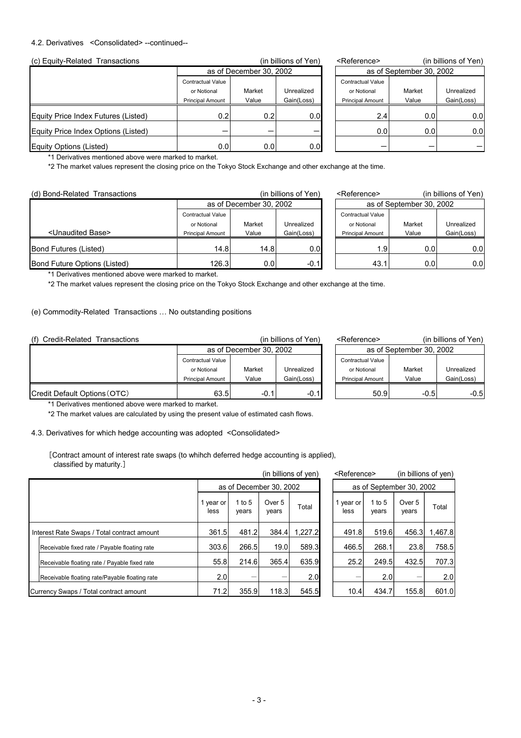4.2. Derivatives <Consolidated> --continued--

(c) Equity-Related Transactions

| | as of December 30, 2002 (in billions of Yen) | | | <Reference> as of September 30, 2002 (in billions of Yen) | | |
|---|---|---|---|---|---|---|
| | Contractual Value or Notional Principal Amount | Market Value | Unrealized Gain(Loss) | Contractual Value or Notional Principal Amount | Market Value | Unrealized Gain(Loss) |
| Equity Price Index Futures (Listed) | 0.2 | 0.2 | 0.0 | 2.4 | 0.0 | 0.0 |
| Equity Price Index Options (Listed) | － | － | － | 0.0 | 0.0 | 0.0 |
| Equity Options (Listed) | 0.0 | 0.0 | 0.0 | － | － | － |

*1 Derivatives mentioned above were marked to market.

*2 The market values represent the closing price on the Tokyo Stock Exchange and other exchange at the time.

(d) Bond-Related Transactions

| <Unaudited Base> | as of December 30, 2002 (in billions of Yen) | | | <Reference> as of September 30, 2002 (in billions of Yen) | | |
|---|---|---|---|---|---|---|
| | Contractual Value or Notional Principal Amount | Market Value | Unrealized Gain(Loss) | Contractual Value or Notional Principal Amount | Market Value | Unrealized Gain(Loss) |
| Bond Futures (Listed) | 14.8 | 14.8 | 0.0 | 1.9 | 0.0 | 0.0 |
| Bond Future Options (Listed) | 126.3 | 0.0 | -0.1 | 43.1 | 0.0 | 0.0 |

*1 Derivatives mentioned above were marked to market.

*2 The market values represent the closing price on the Tokyo Stock Exchange and other exchange at the time.

(e) Commodity-Related Transactions … No outstanding positions

(f) Credit-Related Transactions

| | as of December 30, 2002 (in billions of Yen) | | | <Reference> as of September 30, 2002 (in billions of Yen) | | |
|---|---|---|---|---|---|---|
| | Contractual Value or Notional Principal Amount | Market Value | Unrealized Gain(Loss) | Contractual Value or Notional Principal Amount | Market Value | Unrealized Gain(Loss) |
| Credit Default Options（OTC） | 63.5 | -0.1 | -0.1 | 50.9 | -0.5 | -0.5 |

*1 Derivatives mentioned above were marked to market.

*2 The market values are calculated by using the present value of estimated cash flows.

4.3. Derivatives for which hedge accounting was adopted <Consolidated>

［Contract amount of interest rate swaps (to whihch deferred hedge accounting is applied), classified by maturity.］

| | as of December 30, 2002 (in billions of yen) | | | | <Reference> as of September 30, 2002 (in billions of yen) | | | |
|---|---|---|---|---|---|---|---|---|
| | 1 year or less | 1 to 5 years | Over 5 years | Total | 1 year or less | 1 to 5 years | Over 5 years | Total |
| Interest Rate Swaps / Total contract amount | 361.5 | 481.2 | 384.4 | 1,227.2 | 491.8 | 519.6 | 456.3 | 1,467.8 |
| Receivable fixed rate / Payable floating rate | 303.6 | 266.5 | 19.0 | 589.3 | 466.5 | 268.1 | 23.8 | 758.5 |
| Receivable floating rate / Payable fixed rate | 55.8 | 214.6 | 365.4 | 635.9 | 25.2 | 249.5 | 432.5 | 707.3 |
| Receivable floating rate/Payable floating rate | 2.0 | － | － | 2.0 | － | 2.0 | － | 2.0 |
| Currency Swaps / Total contract amount | 71.2 | 355.9 | 118.3 | 545.5 | 10.4 | 434.7 | 155.8 | 601.0 |